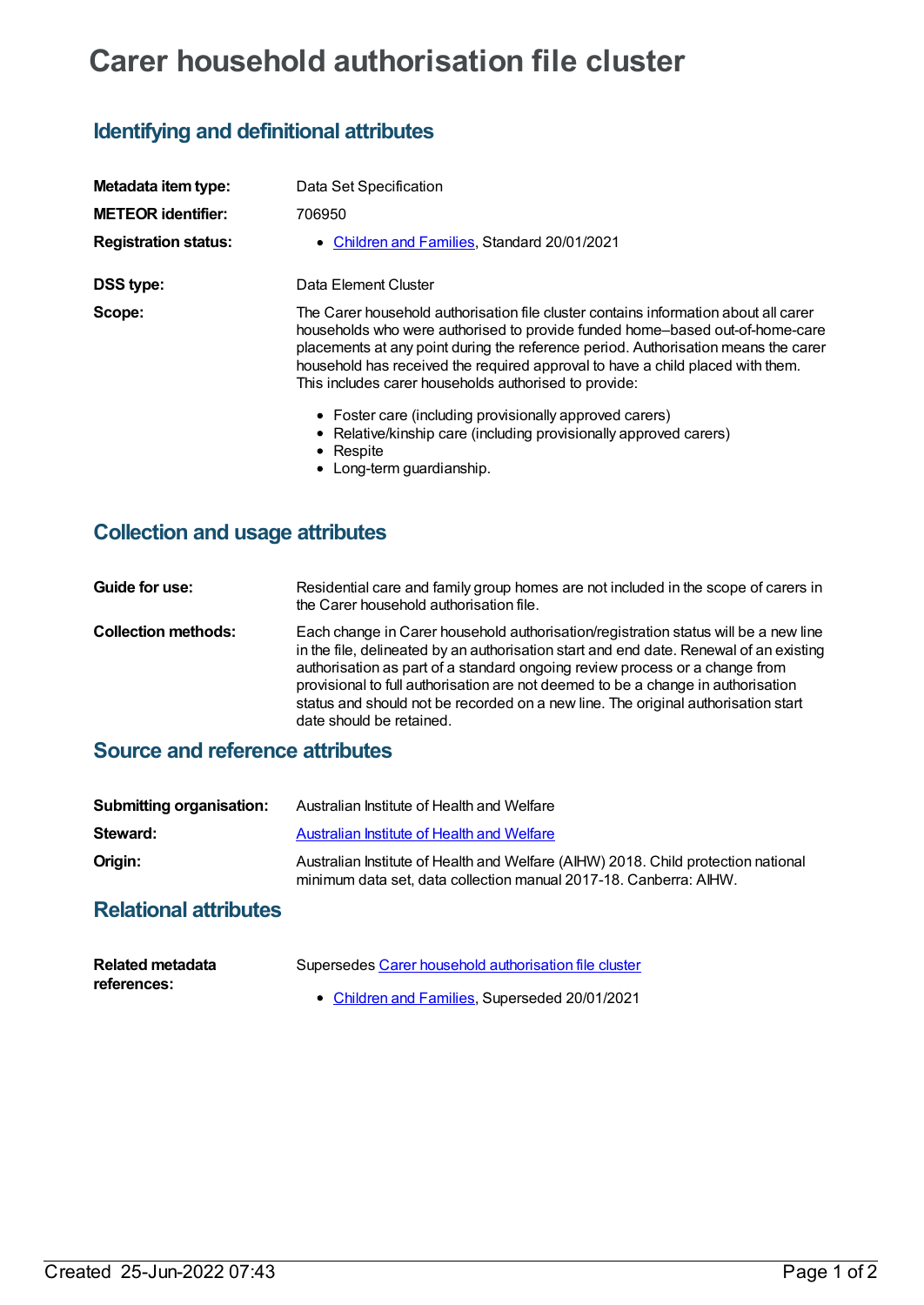# Carer household authorisation file cluster

## Identifying and definitional attributes

| | |
|---|---|
| **Metadata item type:** | Data Set Specification |
| **METEOR identifier:** | 706950 |
| **Registration status:** | • Children and Families, Standard 20/01/2021 |
| **DSS type:** | Data Element Cluster |
| **Scope:** | The Carer household authorisation file cluster contains information about all carer households who were authorised to provide funded home–based out-of-home-care placements at any point during the reference period. Authorisation means the carer household has received the required approval to have a child placed with them. This includes carer households authorised to provide:<br>• Foster care (including provisionally approved carers)<br>• Relative/kinship care (including provisionally approved carers)<br>• Respite<br>• Long-term guardianship. |

## Collection and usage attributes

| | |
|---|---|
| **Guide for use:** | Residential care and family group homes are not included in the scope of carers in the Carer household authorisation file. |
| **Collection methods:** | Each change in Carer household authorisation/registration status will be a new line in the file, delineated by an authorisation start and end date. Renewal of an existing authorisation as part of a standard ongoing review process or a change from provisional to full authorisation are not deemed to be a change in authorisation status and should not be recorded on a new line. The original authorisation start date should be retained. |

## Source and reference attributes

| | |
|---|---|
| **Submitting organisation:** | Australian Institute of Health and Welfare |
| **Steward:** | Australian Institute of Health and Welfare |
| **Origin:** | Australian Institute of Health and Welfare (AIHW) 2018. Child protection national minimum data set, data collection manual 2017-18. Canberra: AIHW. |

## Relational attributes

| | |
|---|---|
| **Related metadata references:** | Supersedes Carer household authorisation file cluster<br>• Children and Families, Superseded 20/01/2021 |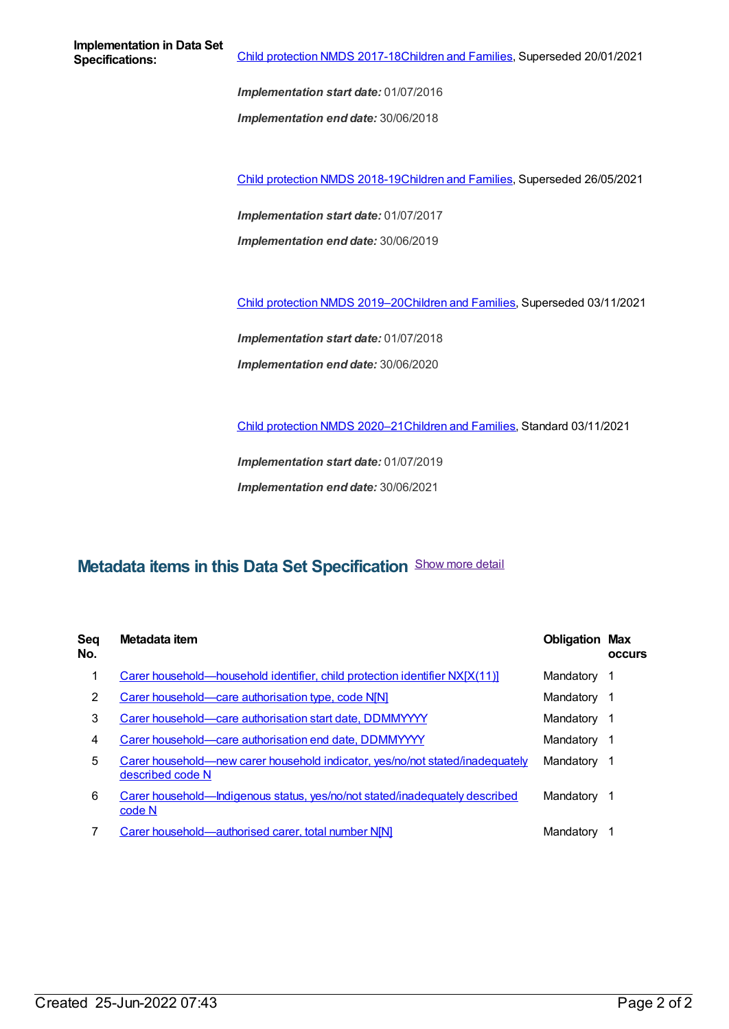**Implementation in Data Set Specifications:**

Child protection NMDS 2017-18Children and Families, Superseded 20/01/2021

***Implementation start date:*** 01/07/2016

***Implementation end date:*** 30/06/2018

Child protection NMDS 2018-19Children and Families, Superseded 26/05/2021

***Implementation start date:*** 01/07/2017

***Implementation end date:*** 30/06/2019

Child protection NMDS 2019–20Children and Families, Superseded 03/11/2021

***Implementation start date:*** 01/07/2018

***Implementation end date:*** 30/06/2020

Child protection NMDS 2020–21Children and Families, Standard 03/11/2021

***Implementation start date:*** 01/07/2019

***Implementation end date:*** 30/06/2021

## Metadata items in this Data Set Specification

Show more detail

| Seq No. | Metadata item | Obligation | Max occurs |
|---|---|---|---|
| 1 | Carer household—household identifier, child protection identifier NX[X(11)] | Mandatory | 1 |
| 2 | Carer household—care authorisation type, code N[N] | Mandatory | 1 |
| 3 | Carer household—care authorisation start date, DDMMYYYY | Mandatory | 1 |
| 4 | Carer household—care authorisation end date, DDMMYYYY | Mandatory | 1 |
| 5 | Carer household—new carer household indicator, yes/no/not stated/inadequately described code N | Mandatory | 1 |
| 6 | Carer household—Indigenous status, yes/no/not stated/inadequately described code N | Mandatory | 1 |
| 7 | Carer household—authorised carer, total number N[N] | Mandatory | 1 |

Created 25-Jun-2022 07:43